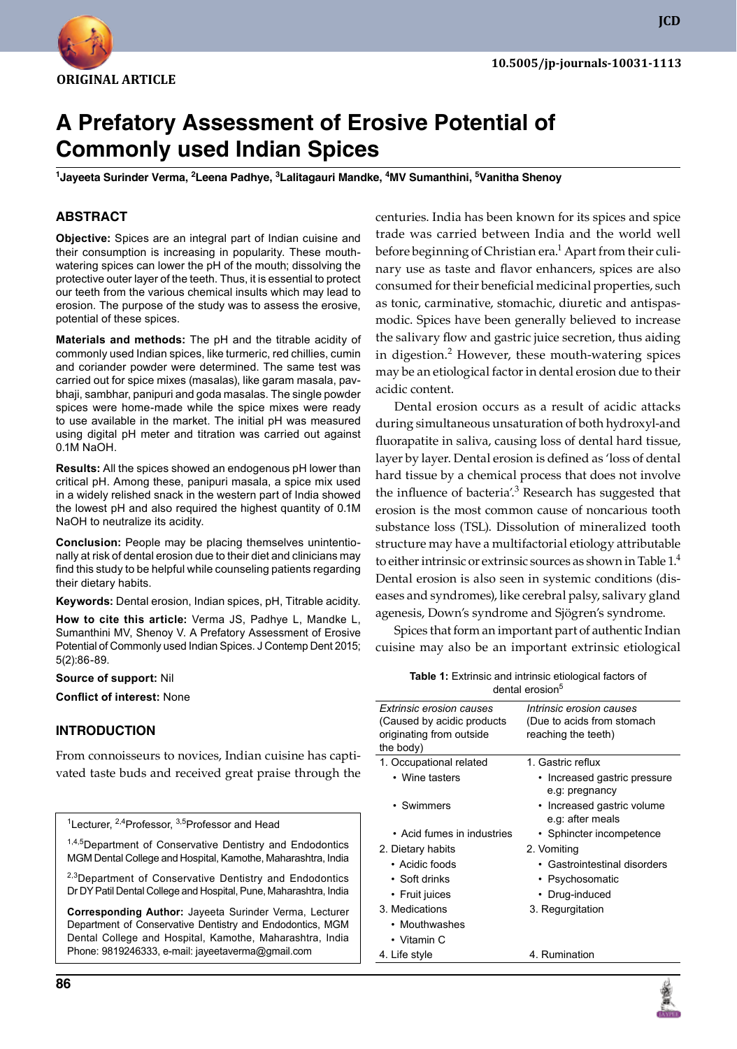ORIGINAL ARTICLE

10.5005/jp-journals-10031-1113

# A Prefatory Assessment of Erosive Potential of Commonly used Indian Spices

[1]Jayeeta Surinder Verma, [2]Leena Padhye, [3]Lalitagauri Mandke, [4]MV Sumanthini, [5]Vanitha Shenoy

## ABSTRACT

**Objective:** Spices are an integral part of Indian cuisine and their consumption is increasing in popularity. These mouth-watering spices can lower the pH of the mouth; dissolving the protective outer layer of the teeth. Thus, it is essential to protect our teeth from the various chemical insults which may lead to erosion. The purpose of the study was to assess the erosive, potential of these spices.

**Materials and methods:** The pH and the titrable acidity of commonly used Indian spices, like turmeric, red chillies, cumin and coriander powder were determined. The same test was carried out for spice mixes (masalas), like garam masala, pav-bhaji, sambhar, panipuri and goda masalas. The single powder spices were home-made while the spice mixes were ready to use available in the market. The initial pH was measured using digital pH meter and titration was carried out against 0.1M NaOH.

**Results:** All the spices showed an endogenous pH lower than critical pH. Among these, panipuri masala, a spice mix used in a widely relished snack in the western part of India showed the lowest pH and also required the highest quantity of 0.1M NaOH to neutralize its acidity.

**Conclusion:** People may be placing themselves unintentionally at risk of dental erosion due to their diet and clinicians may find this study to be helpful while counseling patients regarding their dietary habits.

**Keywords:** Dental erosion, Indian spices, pH, Titrable acidity.

**How to cite this article:** Verma JS, Padhye L, Mandke L, Sumanthini MV, Shenoy V. A Prefatory Assessment of Erosive Potential of Commonly used Indian Spices. J Contemp Dent 2015; 5(2):86-89.

**Source of support:** Nil

**Conflict of interest:** None

## INTRODUCTION

From connoisseurs to novices, Indian cuisine has captivated taste buds and received great praise through the centuries. India has been known for its spices and spice trade was carried between India and the world well before beginning of Christian era.[1] Apart from their culinary use as taste and flavor enhancers, spices are also consumed for their beneficial medicinal properties, such as tonic, carminative, stomachic, diuretic and antispasmodic. Spices have been generally believed to increase the salivary flow and gastric juice secretion, thus aiding in digestion.[2] However, these mouth-watering spices may be an etiological factor in dental erosion due to their acidic content.

Dental erosion occurs as a result of acidic attacks during simultaneous unsaturation of both hydroxyl-and fluorapatite in saliva, causing loss of dental hard tissue, layer by layer. Dental erosion is defined as 'loss of dental hard tissue by a chemical process that does not involve the influence of bacteria'.[3] Research has suggested that erosion is the most common cause of noncarious tooth substance loss (TSL). Dissolution of mineralized tooth structure may have a multifactorial etiology attributable to either intrinsic or extrinsic sources as shown in Table 1.[4] Dental erosion is also seen in systemic conditions (diseases and syndromes), like cerebral palsy, salivary gland agenesis, Down's syndrome and Sjögren's syndrome.

Spices that form an important part of authentic Indian cuisine may also be an important extrinsic etiological

**Table 1:** Extrinsic and intrinsic etiological factors of dental erosion[5]

| *Extrinsic erosion causes* (Caused by acidic products originating from outside the body) | *Intrinsic erosion causes* (Due to acids from stomach reaching the teeth) |
|---|---|
| 1. Occupational related | 1. Gastric reflux |
| • Wine tasters | • Increased gastric pressure e.g: pregnancy |
| • Swimmers | • Increased gastric volume e.g: after meals |
| • Acid fumes in industries | • Sphincter incompetence |
| 2. Dietary habits | 2. Vomiting |
| • Acidic foods | • Gastrointestinal disorders |
| • Soft drinks | • Psychosomatic |
| • Fruit juices | • Drug-induced |
| 3. Medications | 3. Regurgitation |
| • Mouthwashes | |
| • Vitamin C | |
| 4. Life style | 4. Rumination |

[1]Lecturer, [2,4]Professor, [3,5]Professor and Head

[1,4,5]Department of Conservative Dentistry and Endodontics MGM Dental College and Hospital, Kamothe, Maharashtra, India

[2,3]Department of Conservative Dentistry and Endodontics Dr DY Patil Dental College and Hospital, Pune, Maharashtra, India

**Corresponding Author:** Jayeeta Surinder Verma, Lecturer Department of Conservative Dentistry and Endodontics, MGM Dental College and Hospital, Kamothe, Maharashtra, India Phone: 9819246333, e-mail: jayeetaverma@gmail.com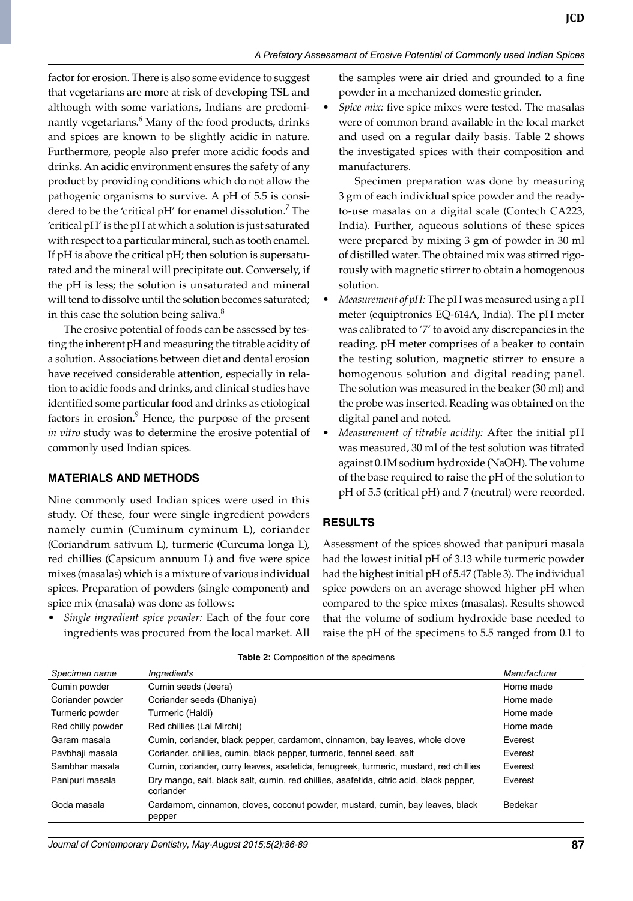factor for erosion. There is also some evidence to suggest that vegetarians are more at risk of developing TSL and although with some variations, Indians are predominantly vegetarians.[6] Many of the food products, drinks and spices are known to be slightly acidic in nature. Furthermore, people also prefer more acidic foods and drinks. An acidic environment ensures the safety of any product by providing conditions which do not allow the pathogenic organisms to survive. A pH of 5.5 is considered to be the 'critical pH' for enamel dissolution.[7] The 'critical pH' is the pH at which a solution is just saturated with respect to a particular mineral, such as tooth enamel. If pH is above the critical pH; then solution is supersaturated and the mineral will precipitate out. Conversely, if the pH is less; the solution is unsaturated and mineral will tend to dissolve until the solution becomes saturated; in this case the solution being saliva.[8]

The erosive potential of foods can be assessed by testing the inherent pH and measuring the titrable acidity of a solution. Associations between diet and dental erosion have received considerable attention, especially in relation to acidic foods and drinks, and clinical studies have identified some particular food and drinks as etiological factors in erosion.[9] Hence, the purpose of the present *in vitro* study was to determine the erosive potential of commonly used Indian spices.

## MATERIALS AND METHODS

Nine commonly used Indian spices were used in this study. Of these, four were single ingredient powders namely cumin (Cuminum cyminum L), coriander (Coriandrum sativum L), turmeric (Curcuma longa L), red chillies (Capsicum annuum L) and five were spice mixes (masalas) which is a mixture of various individual spices. Preparation of powders (single component) and spice mix (masala) was done as follows:

- *Single ingredient spice powder:* Each of the four core ingredients was procured from the local market. All the samples were air dried and grounded to a fine powder in a mechanized domestic grinder.
- *Spice mix:* five spice mixes were tested. The masalas were of common brand available in the local market and used on a regular daily basis. Table 2 shows the investigated spices with their composition and manufacturers.

  Specimen preparation was done by measuring 3 gm of each individual spice powder and the ready-to-use masalas on a digital scale (Contech CA223, India). Further, aqueous solutions of these spices were prepared by mixing 3 gm of powder in 30 ml of distilled water. The obtained mix was stirred rigorously with magnetic stirrer to obtain a homogenous solution.
- *Measurement of pH:* The pH was measured using a pH meter (equiptronics EQ-614A, India). The pH meter was calibrated to '7' to avoid any discrepancies in the reading. pH meter comprises of a beaker to contain the testing solution, magnetic stirrer to ensure a homogenous solution and digital reading panel. The solution was measured in the beaker (30 ml) and the probe was inserted. Reading was obtained on the digital panel and noted.
- *Measurement of titrable acidity:* After the initial pH was measured, 30 ml of the test solution was titrated against 0.1M sodium hydroxide (NaOH). The volume of the base required to raise the pH of the solution to pH of 5.5 (critical pH) and 7 (neutral) were recorded.

## RESULTS

Assessment of the spices showed that panipuri masala had the lowest initial pH of 3.13 while turmeric powder had the highest initial pH of 5.47 (Table 3). The individual spice powders on an average showed higher pH when compared to the spice mixes (masalas). Results showed that the volume of sodium hydroxide base needed to raise the pH of the specimens to 5.5 ranged from 0.1 to

**Table 2:** Composition of the specimens

| Specimen name | Ingredients | Manufacturer |
|---|---|---|
| Cumin powder | Cumin seeds (Jeera) | Home made |
| Coriander powder | Coriander seeds (Dhaniya) | Home made |
| Turmeric powder | Turmeric (Haldi) | Home made |
| Red chilly powder | Red chillies (Lal Mirchi) | Home made |
| Garam masala | Cumin, coriander, black pepper, cardamom, cinnamon, bay leaves, whole clove | Everest |
| Pavbhaji masala | Coriander, chillies, cumin, black pepper, turmeric, fennel seed, salt | Everest |
| Sambhar masala | Cumin, coriander, curry leaves, asafetida, fenugreek, turmeric, mustard, red chillies | Everest |
| Panipuri masala | Dry mango, salt, black salt, cumin, red chillies, asafetida, citric acid, black pepper, coriander | Everest |
| Goda masala | Cardamom, cinnamon, cloves, coconut powder, mustard, cumin, bay leaves, black pepper | Bedekar |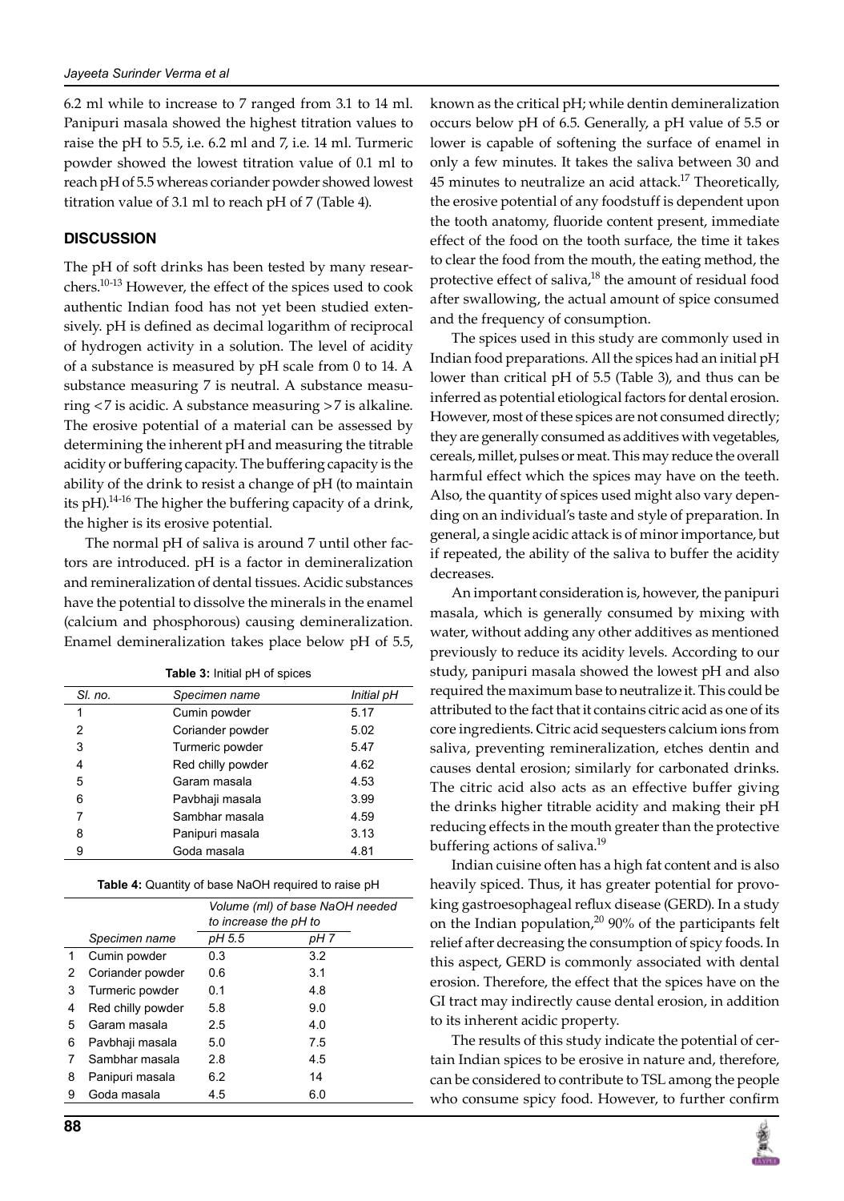6.2 ml while to increase to 7 ranged from 3.1 to 14 ml. Panipuri masala showed the highest titration values to raise the pH to 5.5, i.e. 6.2 ml and 7, i.e. 14 ml. Turmeric powder showed the lowest titration value of 0.1 ml to reach pH of 5.5 whereas coriander powder showed lowest titration value of 3.1 ml to reach pH of 7 (Table 4).

## DISCUSSION

The pH of soft drinks has been tested by many researchers.[10-13] However, the effect of the spices used to cook authentic Indian food has not yet been studied extensively. pH is defined as decimal logarithm of reciprocal of hydrogen activity in a solution. The level of acidity of a substance is measured by pH scale from 0 to 14. A substance measuring 7 is neutral. A substance measuring <7 is acidic. A substance measuring >7 is alkaline. The erosive potential of a material can be assessed by determining the inherent pH and measuring the titrable acidity or buffering capacity. The buffering capacity is the ability of the drink to resist a change of pH (to maintain its pH).[14-16] The higher the buffering capacity of a drink, the higher is its erosive potential.

The normal pH of saliva is around 7 until other factors are introduced. pH is a factor in demineralization and remineralization of dental tissues. Acidic substances have the potential to dissolve the minerals in the enamel (calcium and phosphorous) causing demineralization. Enamel demineralization takes place below pH of 5.5, known as the critical pH; while dentin demineralization occurs below pH of 6.5. Generally, a pH value of 5.5 or lower is capable of softening the surface of enamel in only a few minutes. It takes the saliva between 30 and 45 minutes to neutralize an acid attack.[17] Theoretically, the erosive potential of any foodstuff is dependent upon the tooth anatomy, fluoride content present, immediate effect of the food on the tooth surface, the time it takes to clear the food from the mouth, the eating method, the protective effect of saliva,[18] the amount of residual food after swallowing, the actual amount of spice consumed and the frequency of consumption.

**Table 3:** Initial pH of spices

| Sl. no. | Specimen name | Initial pH |
|---|---|---|
| 1 | Cumin powder | 5.17 |
| 2 | Coriander powder | 5.02 |
| 3 | Turmeric powder | 5.47 |
| 4 | Red chilly powder | 4.62 |
| 5 | Garam masala | 4.53 |
| 6 | Pavbhaji masala | 3.99 |
| 7 | Sambhar masala | 4.59 |
| 8 | Panipuri masala | 3.13 |
| 9 | Goda masala | 4.81 |

**Table 4:** Quantity of base NaOH required to raise pH

| | | Volume (ml) of base NaOH needed to increase the pH to | |
|---|---|---|---|
| | Specimen name | pH 5.5 | pH 7 |
| 1 | Cumin powder | 0.3 | 3.2 |
| 2 | Coriander powder | 0.6 | 3.1 |
| 3 | Turmeric powder | 0.1 | 4.8 |
| 4 | Red chilly powder | 5.8 | 9.0 |
| 5 | Garam masala | 2.5 | 4.0 |
| 6 | Pavbhaji masala | 5.0 | 7.5 |
| 7 | Sambhar masala | 2.8 | 4.5 |
| 8 | Panipuri masala | 6.2 | 14 |
| 9 | Goda masala | 4.5 | 6.0 |

The spices used in this study are commonly used in Indian food preparations. All the spices had an initial pH lower than critical pH of 5.5 (Table 3), and thus can be inferred as potential etiological factors for dental erosion. However, most of these spices are not consumed directly; they are generally consumed as additives with vegetables, cereals, millet, pulses or meat. This may reduce the overall harmful effect which the spices may have on the teeth. Also, the quantity of spices used might also vary depending on an individual's taste and style of preparation. In general, a single acidic attack is of minor importance, but if repeated, the ability of the saliva to buffer the acidity decreases.

An important consideration is, however, the panipuri masala, which is generally consumed by mixing with water, without adding any other additives as mentioned previously to reduce its acidity levels. According to our study, panipuri masala showed the lowest pH and also required the maximum base to neutralize it. This could be attributed to the fact that it contains citric acid as one of its core ingredients. Citric acid sequesters calcium ions from saliva, preventing remineralization, etches dentin and causes dental erosion; similarly for carbonated drinks. The citric acid also acts as an effective buffer giving the drinks higher titrable acidity and making their pH reducing effects in the mouth greater than the protective buffering actions of saliva.[19]

Indian cuisine often has a high fat content and is also heavily spiced. Thus, it has greater potential for provoking gastroesophageal reflux disease (GERD). In a study on the Indian population,[20] 90% of the participants felt relief after decreasing the consumption of spicy foods. In this aspect, GERD is commonly associated with dental erosion. Therefore, the effect that the spices have on the GI tract may indirectly cause dental erosion, in addition to its inherent acidic property.

The results of this study indicate the potential of certain Indian spices to be erosive in nature and, therefore, can be considered to contribute to TSL among the people who consume spicy food. However, to further confirm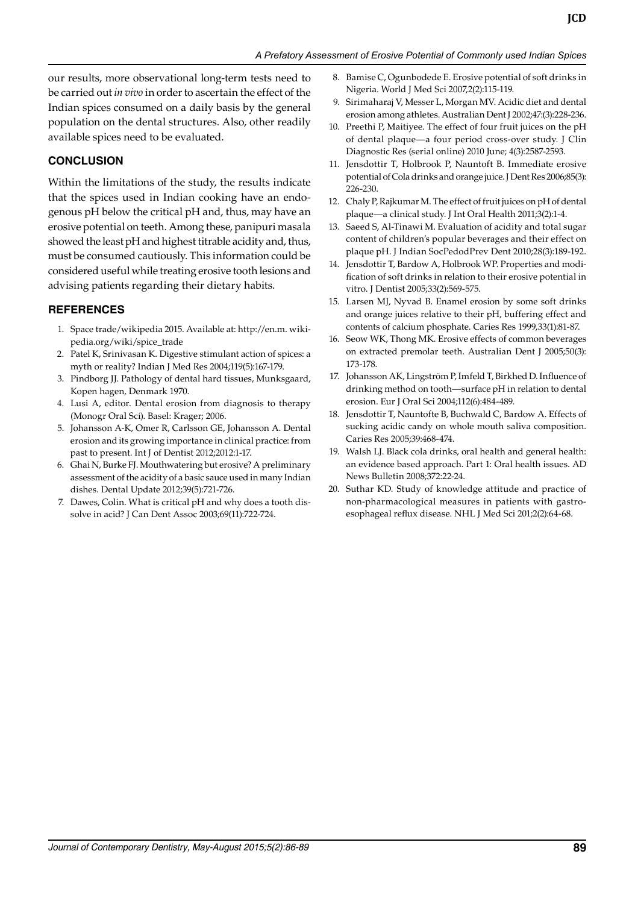our results, more observational long-term tests need to be carried out *in vivo* in order to ascertain the effect of the Indian spices consumed on a daily basis by the general population on the dental structures. Also, other readily available spices need to be evaluated.

## CONCLUSION

Within the limitations of the study, the results indicate that the spices used in Indian cooking have an endogenous pH below the critical pH and, thus, may have an erosive potential on teeth. Among these, panipuri masala showed the least pH and highest titrable acidity and, thus, must be consumed cautiously. This information could be considered useful while treating erosive tooth lesions and advising patients regarding their dietary habits.

## REFERENCES

1. Space trade/wikipedia 2015. Available at: http://en.m.wikipedia.org/wiki/spice_trade
2. Patel K, Srinivasan K. Digestive stimulant action of spices: a myth or reality? Indian J Med Res 2004;119(5):167-179.
3. Pindborg JJ. Pathology of dental hard tissues, Munksgaard, Kopen hagen, Denmark 1970.
4. Lusi A, editor. Dental erosion from diagnosis to therapy (Monogr Oral Sci). Basel: Krager; 2006.
5. Johansson A-K, Omer R, Carlsson GE, Johansson A. Dental erosion and its growing importance in clinical practice: from past to present. Int J of Dentist 2012;2012:1-17.
6. Ghai N, Burke FJ. Mouthwatering but erosive? A preliminary assessment of the acidity of a basic sauce used in many Indian dishes. Dental Update 2012;39(5):721-726.
7. Dawes, Colin. What is critical pH and why does a tooth dissolve in acid? J Can Dent Assoc 2003;69(11):722-724.
8. Bamise C, Ogunbodede E. Erosive potential of soft drinks in Nigeria. World J Med Sci 2007,2(2):115-119.
9. Sirimaharaj V, Messer L, Morgan MV. Acidic diet and dental erosion among athletes. Australian Dent J 2002;47:(3):228-236.
10. Preethi P, Maitiyee. The effect of four fruit juices on the pH of dental plaque—a four period cross-over study. J Clin Diagnostic Res (serial online) 2010 June; 4(3):2587-2593.
11. Jensdottir T, Holbrook P, Nauntoft B. Immediate erosive potential of Cola drinks and orange juice. J Dent Res 2006;85(3): 226-230.
12. Chaly P, Rajkumar M. The effect of fruit juices on pH of dental plaque—a clinical study. J Int Oral Health 2011;3(2):1-4.
13. Saeed S, Al-Tinawi M. Evaluation of acidity and total sugar content of children's popular beverages and their effect on plaque pH. J Indian SocPedodPrev Dent 2010;28(3):189-192.
14. Jensdottir T, Bardow A, Holbrook WP. Properties and modification of soft drinks in relation to their erosive potential in vitro. J Dentist 2005;33(2):569-575.
15. Larsen MJ, Nyvad B. Enamel erosion by some soft drinks and orange juices relative to their pH, buffering effect and contents of calcium phosphate. Caries Res 1999,33(1):81-87.
16. Seow WK, Thong MK. Erosive effects of common beverages on extracted premolar teeth. Australian Dent J 2005;50(3): 173-178.
17. Johansson AK, Lingström P, Imfeld T, Birkhed D. Influence of drinking method on tooth—surface pH in relation to dental erosion. Eur J Oral Sci 2004;112(6):484-489.
18. Jensdottir T, Nauntofte B, Buchwald C, Bardow A. Effects of sucking acidic candy on whole mouth saliva composition. Caries Res 2005;39:468-474.
19. Walsh LJ. Black cola drinks, oral health and general health: an evidence based approach. Part 1: Oral health issues. AD News Bulletin 2008;372:22-24.
20. Suthar KD. Study of knowledge attitude and practice of non-pharmacological measures in patients with gastroesophageal reflux disease. NHL J Med Sci 201;2(2):64-68.